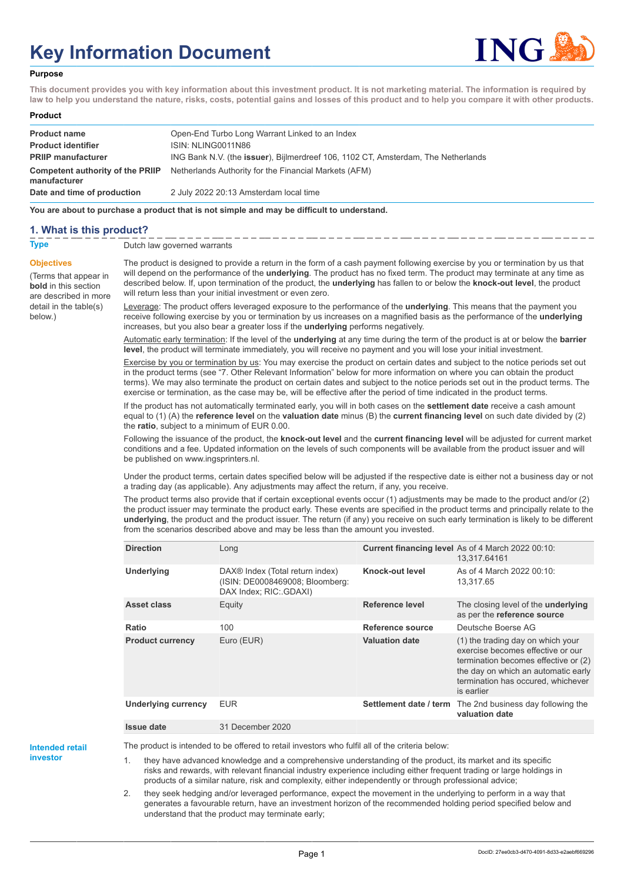# Key Information Document

**Purpose**

**This document provides you with key information about this investment product. It is not marketing material. The information is required by law to help you understand the nature, risks, costs, potential gains and losses of this product and to help you compare it with other products.**

**Product**

| | |
|---|---|
| **Product name** | Open-End Turbo Long Warrant Linked to an Index |
| **Product identifier** | ISIN: NLING0011N86 |
| **PRIIP manufacturer** | ING Bank N.V. (the **issuer**), Bijlmerdreef 106, 1102 CT, Amsterdam, The Netherlands |
| **Competent authority of the PRIIP manufacturer** | Netherlands Authority for the Financial Markets (AFM) |
| **Date and time of production** | 2 July 2022 20:13 Amsterdam local time |

**You are about to purchase a product that is not simple and may be difficult to understand.**

## 1. What is this product?

**Type**

Dutch law governed warrants

**Objectives**

(Terms that appear in **bold** in this section are described in more detail in the table(s) below.)

The product is designed to provide a return in the form of a cash payment following exercise by you or termination by us that will depend on the performance of the **underlying**. The product has no fixed term. The product may terminate at any time as described below. If, upon termination of the product, the **underlying** has fallen to or below the **knock-out level**, the product will return less than your initial investment or even zero.

Leverage: The product offers leveraged exposure to the performance of the **underlying**. This means that the payment you receive following exercise by you or termination by us increases on a magnified basis as the performance of the **underlying** increases, but you also bear a greater loss if the **underlying** performs negatively.

Automatic early termination: If the level of the **underlying** at any time during the term of the product is at or below the **barrier level**, the product will terminate immediately, you will receive no payment and you will lose your initial investment.

Exercise by you or termination by us: You may exercise the product on certain dates and subject to the notice periods set out in the product terms (see "7. Other Relevant Information" below for more information on where you can obtain the product terms). We may also terminate the product on certain dates and subject to the notice periods set out in the product terms. The exercise or termination, as the case may be, will be effective after the period of time indicated in the product terms.

If the product has not automatically terminated early, you will in both cases on the **settlement date** receive a cash amount equal to (1) (A) the **reference level** on the **valuation date** minus (B) the **current financing level** on such date divided by (2) the **ratio**, subject to a minimum of EUR 0.00.

Following the issuance of the product, the **knock-out level** and the **current financing level** will be adjusted for current market conditions and a fee. Updated information on the levels of such components will be available from the product issuer and will be published on www.ingsprinters.nl.

Under the product terms, certain dates specified below will be adjusted if the respective date is either not a business day or not a trading day (as applicable). Any adjustments may affect the return, if any, you receive.

The product terms also provide that if certain exceptional events occur (1) adjustments may be made to the product and/or (2) the product issuer may terminate the product early. These events are specified in the product terms and principally relate to the **underlying**, the product and the product issuer. The return (if any) you receive on such early termination is likely to be different from the scenarios described above and may be less than the amount you invested.

| | | | |
|---|---|---|---|
| **Direction** | Long | **Current financing level** | As of 4 March 2022 00:10: 13,317.64161 |
| **Underlying** | DAX® Index (Total return index) (ISIN: DE0008469008; Bloomberg: DAX Index; RIC:.GDAXI) | **Knock-out level** | As of 4 March 2022 00:10: 13,317.65 |
| **Asset class** | Equity | **Reference level** | The closing level of the **underlying** as per the **reference source** |
| **Ratio** | 100 | **Reference source** | Deutsche Boerse AG |
| **Product currency** | Euro (EUR) | **Valuation date** | (1) the trading day on which your exercise becomes effective or our termination becomes effective or (2) the day on which an automatic early termination has occured, whichever is earlier |
| **Underlying currency** | EUR | **Settlement date / term** | The 2nd business day following the **valuation date** |
| **Issue date** | 31 December 2020 | | |

**Intended retail investor**

The product is intended to be offered to retail investors who fulfil all of the criteria below:

1. they have advanced knowledge and a comprehensive understanding of the product, its market and its specific risks and rewards, with relevant financial industry experience including either frequent trading or large holdings in products of a similar nature, risk and complexity, either independently or through professional advice;
2. they seek hedging and/or leveraged performance, expect the movement in the underlying to perform in a way that generates a favourable return, have an investment horizon of the recommended holding period specified below and understand that the product may terminate early;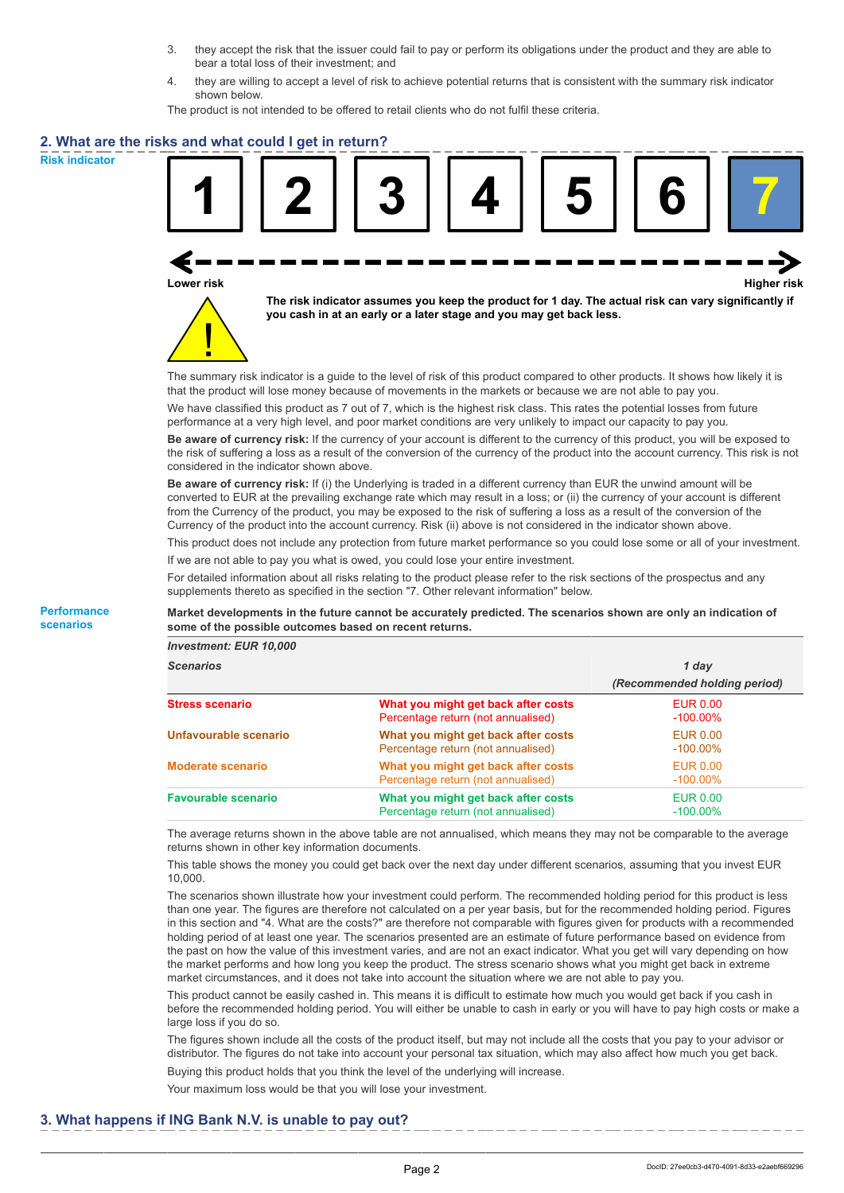3. they accept the risk that the issuer could fail to pay or perform its obligations under the product and they are able to bear a total loss of their investment; and
4. they are willing to accept a level of risk to achieve potential returns that is consistent with the summary risk indicator shown below.

The product is not intended to be offered to retail clients who do not fulfil these criteria.

## 2. What are the risks and what could I get in return?

**Risk indicator**

1 2 3 4 5 6 **7**

Lower risk — Higher risk

**The risk indicator assumes you keep the product for 1 day. The actual risk can vary significantly if you cash in at an early or a later stage and you may get back less.**

The summary risk indicator is a guide to the level of risk of this product compared to other products. It shows how likely it is that the product will lose money because of movements in the markets or because we are not able to pay you.

We have classified this product as 7 out of 7, which is the highest risk class. This rates the potential losses from future performance at a very high level, and poor market conditions are very unlikely to impact our capacity to pay you.

**Be aware of currency risk:** If the currency of your account is different to the currency of this product, you will be exposed to the risk of suffering a loss as a result of the conversion of the currency of the product into the account currency. This risk is not considered in the indicator shown above.

**Be aware of currency risk:** If (i) the Underlying is traded in a different currency than EUR the unwind amount will be converted to EUR at the prevailing exchange rate which may result in a loss; or (ii) the currency of your account is different from the Currency of the product, you may be exposed to the risk of suffering a loss as a result of the conversion of the Currency of the product into the account currency. Risk (ii) above is not considered in the indicator shown above.

This product does not include any protection from future market performance so you could lose some or all of your investment.

If we are not able to pay you what is owed, you could lose your entire investment.

For detailed information about all risks relating to the product please refer to the risk sections of the prospectus and any supplements thereto as specified in the section "7. Other relevant information" below.

**Performance scenarios**

**Market developments in the future cannot be accurately predicted. The scenarios shown are only an indication of some of the possible outcomes based on recent returns.**

| *Investment: EUR 10,000* | | |
|---|---|---|
| ***Scenarios*** | | ***1 day*** ***(Recommended holding period)*** |
| **Stress scenario** | **What you might get back after costs** | EUR 0.00 |
| | Percentage return (not annualised) | -100.00% |
| **Unfavourable scenario** | **What you might get back after costs** | EUR 0.00 |
| | Percentage return (not annualised) | -100.00% |
| **Moderate scenario** | **What you might get back after costs** | EUR 0.00 |
| | Percentage return (not annualised) | -100.00% |
| **Favourable scenario** | **What you might get back after costs** | EUR 0.00 |
| | Percentage return (not annualised) | -100.00% |

The average returns shown in the above table are not annualised, which means they may not be comparable to the average returns shown in other key information documents.

This table shows the money you could get back over the next day under different scenarios, assuming that you invest EUR 10,000.

The scenarios shown illustrate how your investment could perform. The recommended holding period for this product is less than one year. The figures are therefore not calculated on a per year basis, but for the recommended holding period. Figures in this section and "4. What are the costs?" are therefore not comparable with figures given for products with a recommended holding period of at least one year. The scenarios presented are an estimate of future performance based on evidence from the past on how the value of this investment varies, and are not an exact indicator. What you get will vary depending on how the market performs and how long you keep the product. The stress scenario shows what you might get back in extreme market circumstances, and it does not take into account the situation where we are not able to pay you.

This product cannot be easily cashed in. This means it is difficult to estimate how much you would get back if you cash in before the recommended holding period. You will either be unable to cash in early or you will have to pay high costs or make a large loss if you do so.

The figures shown include all the costs of the product itself, but may not include all the costs that you pay to your advisor or distributor. The figures do not take into account your personal tax situation, which may also affect how much you get back.

Buying this product holds that you think the level of the underlying will increase.

Your maximum loss would be that you will lose your investment.

## 3. What happens if ING Bank N.V. is unable to pay out?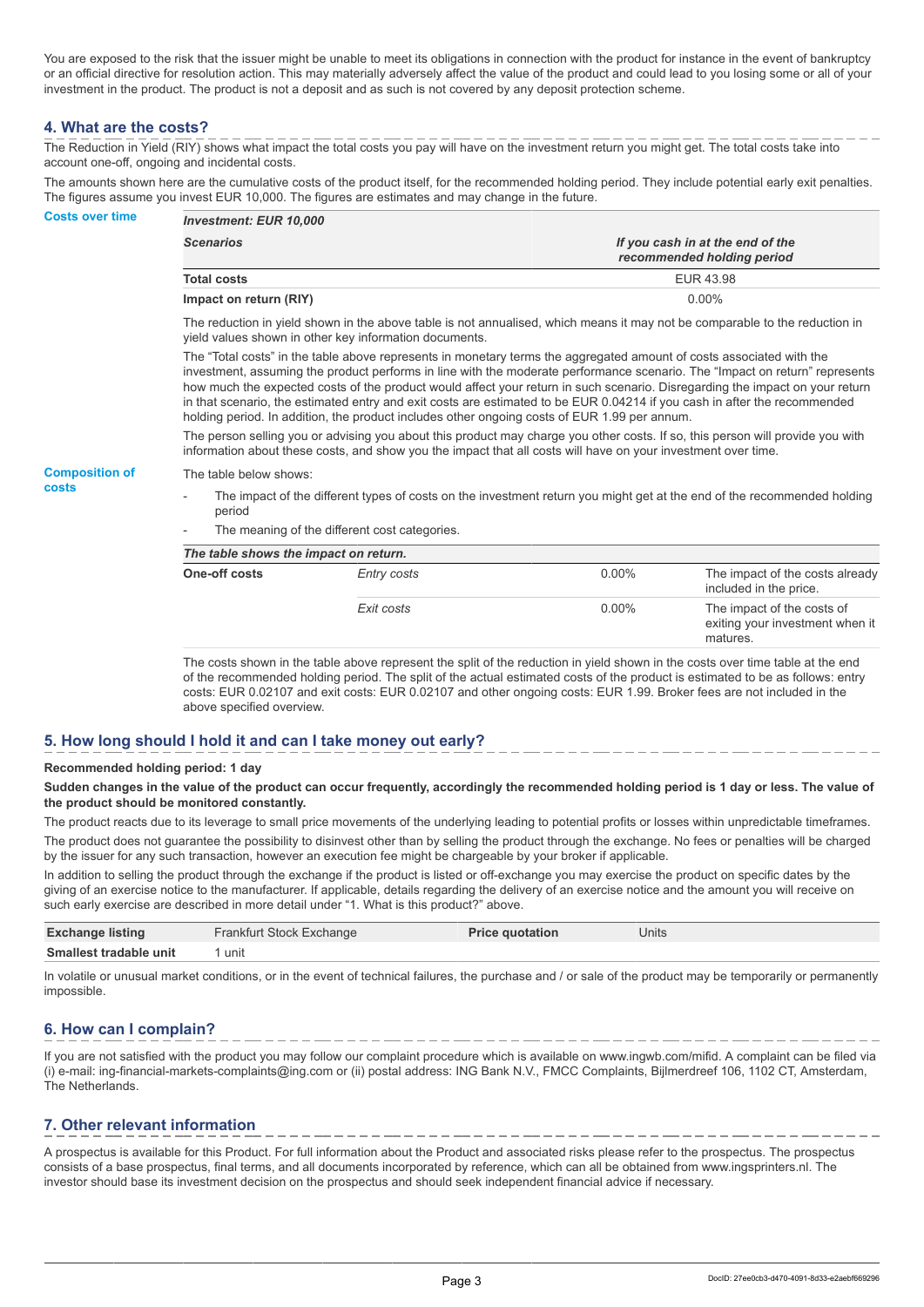You are exposed to the risk that the issuer might be unable to meet its obligations in connection with the product for instance in the event of bankruptcy or an official directive for resolution action. This may materially adversely affect the value of the product and could lead to you losing some or all of your investment in the product. The product is not a deposit and as such is not covered by any deposit protection scheme.

## 4. What are the costs?

The Reduction in Yield (RIY) shows what impact the total costs you pay will have on the investment return you might get. The total costs take into account one-off, ongoing and incidental costs.

The amounts shown here are the cumulative costs of the product itself, for the recommended holding period. They include potential early exit penalties. The figures assume you invest EUR 10,000. The figures are estimates and may change in the future.

### Costs over time

| *Investment: EUR 10,000* | |
|---|---|
| ***Scenarios*** | ***If you cash in at the end of the recommended holding period*** |
| **Total costs** | EUR 43.98 |
| **Impact on return (RIY)** | 0.00% |

The reduction in yield shown in the above table is not annualised, which means it may not be comparable to the reduction in yield values shown in other key information documents.

The "Total costs" in the table above represents in monetary terms the aggregated amount of costs associated with the investment, assuming the product performs in line with the moderate performance scenario. The "Impact on return" represents how much the expected costs of the product would affect your return in such scenario. Disregarding the impact on your return in that scenario, the estimated entry and exit costs are estimated to be EUR 0.04214 if you cash in after the recommended holding period. In addition, the product includes other ongoing costs of EUR 1.99 per annum.

The person selling you or advising you about this product may charge you other costs. If so, this person will provide you with information about these costs, and show you the impact that all costs will have on your investment over time.

### Composition of costs

The table below shows:

- The impact of the different types of costs on the investment return you might get at the end of the recommended holding period
- The meaning of the different cost categories.

| *The table shows the impact on return.* | | | |
|---|---|---|---|
| **One-off costs** | *Entry costs* | 0.00% | The impact of the costs already included in the price. |
| | *Exit costs* | 0.00% | The impact of the costs of exiting your investment when it matures. |

The costs shown in the table above represent the split of the reduction in yield shown in the costs over time table at the end of the recommended holding period. The split of the actual estimated costs of the product is estimated to be as follows: entry costs: EUR 0.02107 and exit costs: EUR 0.02107 and other ongoing costs: EUR 1.99. Broker fees are not included in the above specified overview.

## 5. How long should I hold it and can I take money out early?

**Recommended holding period: 1 day**

**Sudden changes in the value of the product can occur frequently, accordingly the recommended holding period is 1 day or less. The value of the product should be monitored constantly.**

The product reacts due to its leverage to small price movements of the underlying leading to potential profits or losses within unpredictable timeframes.

The product does not guarantee the possibility to disinvest other than by selling the product through the exchange. No fees or penalties will be charged by the issuer for any such transaction, however an execution fee might be chargeable by your broker if applicable.

In addition to selling the product through the exchange if the product is listed or off-exchange you may exercise the product on specific dates by the giving of an exercise notice to the manufacturer. If applicable, details regarding the delivery of an exercise notice and the amount you will receive on such early exercise are described in more detail under "1. What is this product?" above.

| | | | |
|---|---|---|---|
| **Exchange listing** | Frankfurt Stock Exchange | **Price quotation** | Units |
| **Smallest tradable unit** | 1 unit | | |

In volatile or unusual market conditions, or in the event of technical failures, the purchase and / or sale of the product may be temporarily or permanently impossible.

## 6. How can I complain?

If you are not satisfied with the product you may follow our complaint procedure which is available on www.ingwb.com/mifid. A complaint can be filed via (i) e-mail: ing-financial-markets-complaints@ing.com or (ii) postal address: ING Bank N.V., FMCC Complaints, Bijlmerdreef 106, 1102 CT, Amsterdam, The Netherlands.

## 7. Other relevant information

A prospectus is available for this Product. For full information about the Product and associated risks please refer to the prospectus. The prospectus consists of a base prospectus, final terms, and all documents incorporated by reference, which can all be obtained from www.ingsprinters.nl. The investor should base its investment decision on the prospectus and should seek independent financial advice if necessary.